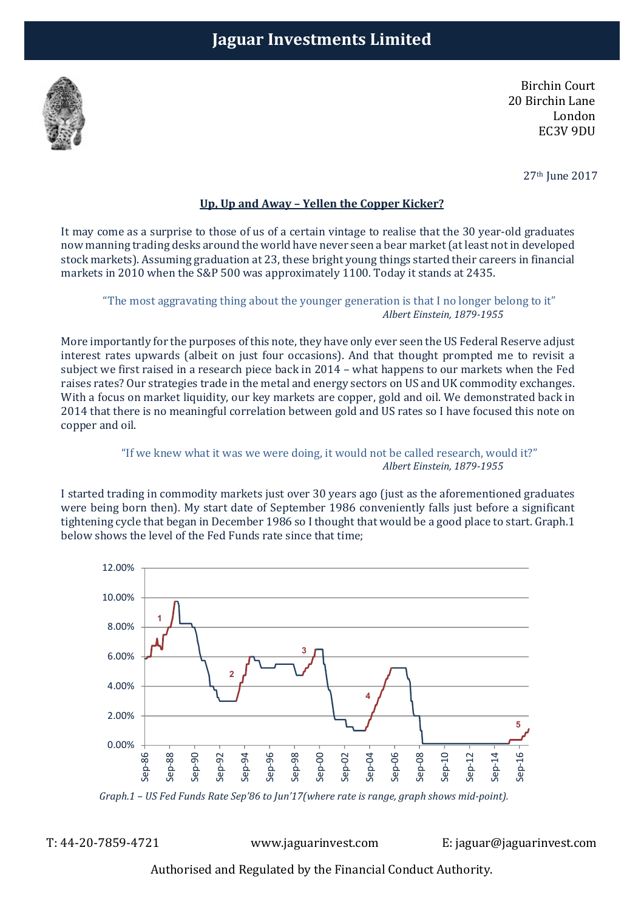# Jaguar Investments Limited

Birchin Court
20 Birchin Lane
London
EC3V 9DU

27th June 2017

**Up, Up and Away – Yellen the Copper Kicker?**

It may come as a surprise to those of us of a certain vintage to realise that the 30 year-old graduates now manning trading desks around the world have never seen a bear market (at least not in developed stock markets). Assuming graduation at 23, these bright young things started their careers in financial markets in 2010 when the S&P 500 was approximately 1100. Today it stands at 2435.

> "The most aggravating thing about the younger generation is that I no longer belong to it"
> *Albert Einstein, 1879-1955*

More importantly for the purposes of this note, they have only ever seen the US Federal Reserve adjust interest rates upwards (albeit on just four occasions). And that thought prompted me to revisit a subject we first raised in a research piece back in 2014 – what happens to our markets when the Fed raises rates? Our strategies trade in the metal and energy sectors on US and UK commodity exchanges. With a focus on market liquidity, our key markets are copper, gold and oil. We demonstrated back in 2014 that there is no meaningful correlation between gold and US rates so I have focused this note on copper and oil.

> "If we knew what it was we were doing, it would not be called research, would it?"
> *Albert Einstein, 1879-1955*

I started trading in commodity markets just over 30 years ago (just as the aforementioned graduates were being born then). My start date of September 1986 conveniently falls just before a significant tightening cycle that began in December 1986 so I thought that would be a good place to start. Graph.1 below shows the level of the Fed Funds rate since that time;

*Graph.1 – US Fed Funds Rate Sep'86 to Jun'17(where rate is range, graph shows mid-point).*

T: 44-20-7859-4721 www.jaguarinvest.com E: jaguar@jaguarinvest.com

Authorised and Regulated by the Financial Conduct Authority.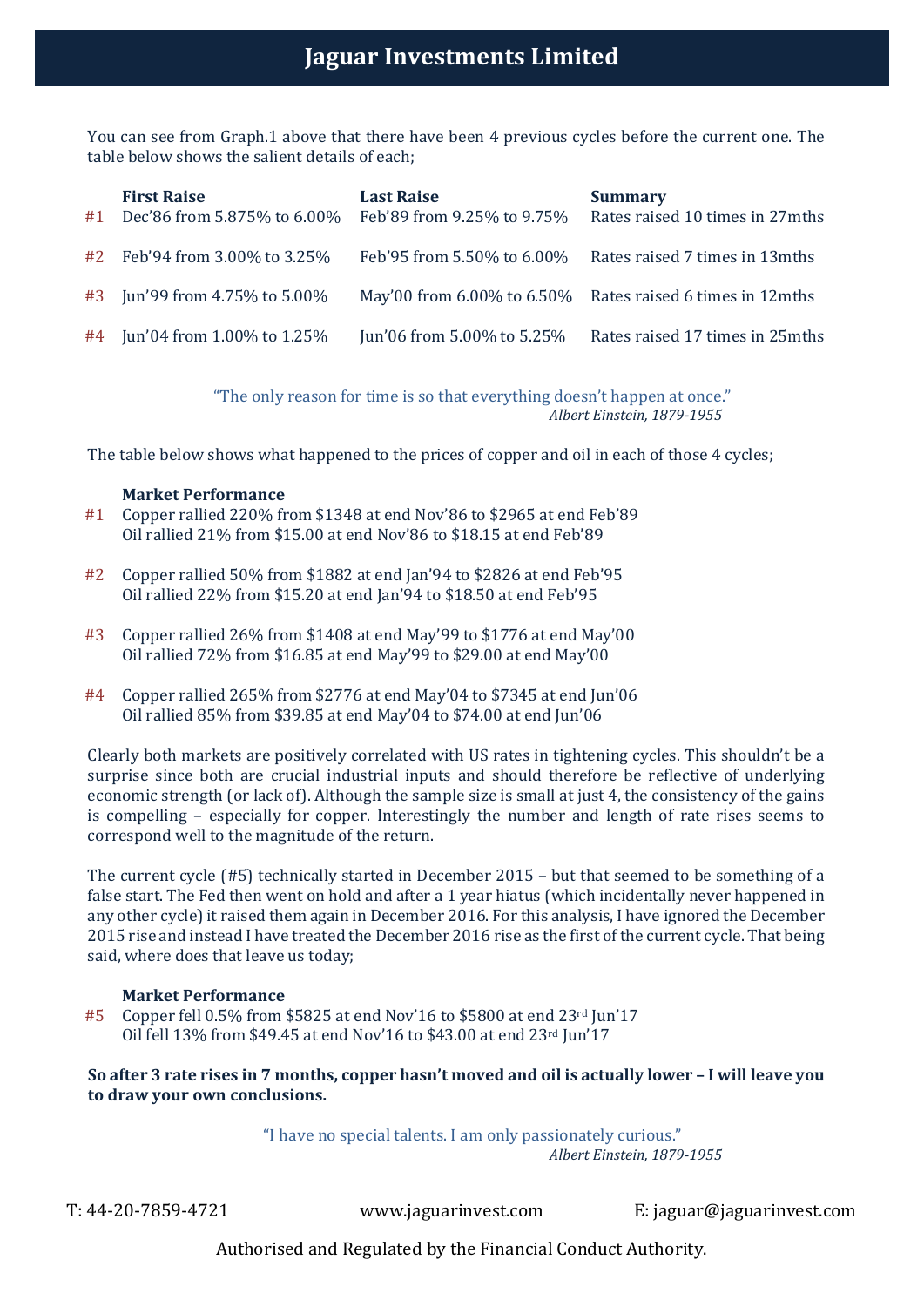# Jaguar Investments Limited

You can see from Graph.1 above that there have been 4 previous cycles before the current one. The table below shows the salient details of each;

| | First Raise | Last Raise | Summary |
|---|---|---|---|
| #1 | Dec'86 from 5.875% to 6.00% | Feb'89 from 9.25% to 9.75% | Rates raised 10 times in 27mths |
| #2 | Feb'94 from 3.00% to 3.25% | Feb'95 from 5.50% to 6.00% | Rates raised 7 times in 13mths |
| #3 | Jun'99 from 4.75% to 5.00% | May'00 from 6.00% to 6.50% | Rates raised 6 times in 12mths |
| #4 | Jun'04 from 1.00% to 1.25% | Jun'06 from 5.00% to 5.25% | Rates raised 17 times in 25mths |

> "The only reason for time is so that everything doesn't happen at once."
> *Albert Einstein, 1879-1955*

The table below shows what happened to the prices of copper and oil in each of those 4 cycles;

| | Market Performance |
|---|---|
| #1 | Copper rallied 220% from $1348 at end Nov'86 to $2965 at end Feb'89<br>Oil rallied 21% from $15.00 at end Nov'86 to $18.15 at end Feb'89 |
| #2 | Copper rallied 50% from $1882 at end Jan'94 to $2826 at end Feb'95<br>Oil rallied 22% from $15.20 at end Jan'94 to $18.50 at end Feb'95 |
| #3 | Copper rallied 26% from $1408 at end May'99 to $1776 at end May'00<br>Oil rallied 72% from $16.85 at end May'99 to $29.00 at end May'00 |
| #4 | Copper rallied 265% from $2776 at end May'04 to $7345 at end Jun'06<br>Oil rallied 85% from $39.85 at end May'04 to $74.00 at end Jun'06 |

Clearly both markets are positively correlated with US rates in tightening cycles. This shouldn't be a surprise since both are crucial industrial inputs and should therefore be reflective of underlying economic strength (or lack of). Although the sample size is small at just 4, the consistency of the gains is compelling – especially for copper. Interestingly the number and length of rate rises seems to correspond well to the magnitude of the return.

The current cycle (#5) technically started in December 2015 – but that seemed to be something of a false start. The Fed then went on hold and after a 1 year hiatus (which incidentally never happened in any other cycle) it raised them again in December 2016. For this analysis, I have ignored the December 2015 rise and instead I have treated the December 2016 rise as the first of the current cycle. That being said, where does that leave us today;

| | Market Performance |
|---|---|
| #5 | Copper fell 0.5% from $5825 at end Nov'16 to $5800 at end 23rd Jun'17<br>Oil fell 13% from $49.45 at end Nov'16 to $43.00 at end 23rd Jun'17 |

**So after 3 rate rises in 7 months, copper hasn't moved and oil is actually lower – I will leave you to draw your own conclusions.**

> "I have no special talents. I am only passionately curious."
> *Albert Einstein, 1879-1955*

T: 44-20-7859-4721 www.jaguarinvest.com E: jaguar@jaguarinvest.com

Authorised and Regulated by the Financial Conduct Authority.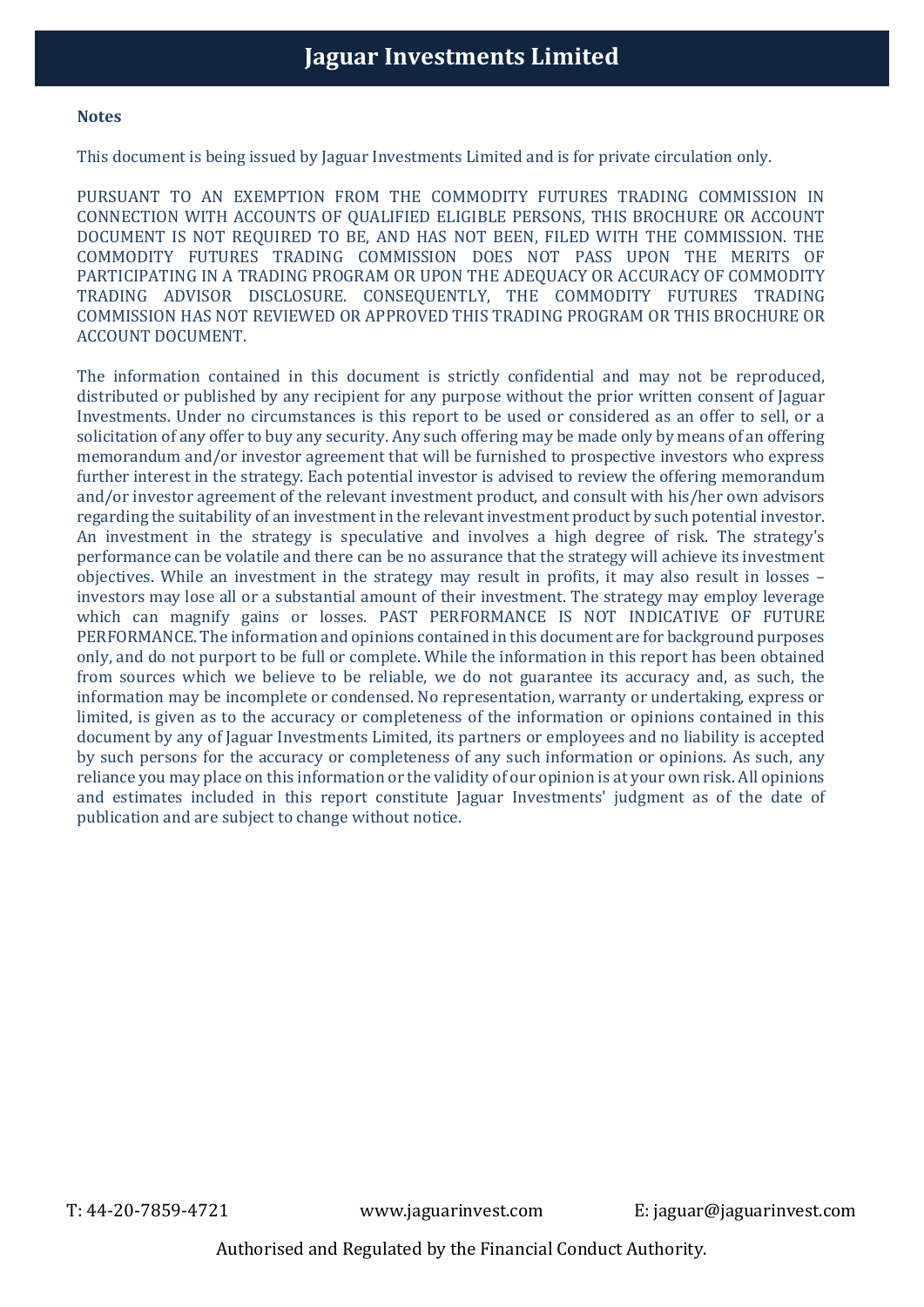# Jaguar Investments Limited

**Notes**

This document is being issued by Jaguar Investments Limited and is for private circulation only.

PURSUANT TO AN EXEMPTION FROM THE COMMODITY FUTURES TRADING COMMISSION IN CONNECTION WITH ACCOUNTS OF QUALIFIED ELIGIBLE PERSONS, THIS BROCHURE OR ACCOUNT DOCUMENT IS NOT REQUIRED TO BE, AND HAS NOT BEEN, FILED WITH THE COMMISSION. THE COMMODITY FUTURES TRADING COMMISSION DOES NOT PASS UPON THE MERITS OF PARTICIPATING IN A TRADING PROGRAM OR UPON THE ADEQUACY OR ACCURACY OF COMMODITY TRADING ADVISOR DISCLOSURE. CONSEQUENTLY, THE COMMODITY FUTURES TRADING COMMISSION HAS NOT REVIEWED OR APPROVED THIS TRADING PROGRAM OR THIS BROCHURE OR ACCOUNT DOCUMENT.

The information contained in this document is strictly confidential and may not be reproduced, distributed or published by any recipient for any purpose without the prior written consent of Jaguar Investments. Under no circumstances is this report to be used or considered as an offer to sell, or a solicitation of any offer to buy any security. Any such offering may be made only by means of an offering memorandum and/or investor agreement that will be furnished to prospective investors who express further interest in the strategy. Each potential investor is advised to review the offering memorandum and/or investor agreement of the relevant investment product, and consult with his/her own advisors regarding the suitability of an investment in the relevant investment product by such potential investor. An investment in the strategy is speculative and involves a high degree of risk. The strategy's performance can be volatile and there can be no assurance that the strategy will achieve its investment objectives. While an investment in the strategy may result in profits, it may also result in losses – investors may lose all or a substantial amount of their investment. The strategy may employ leverage which can magnify gains or losses. PAST PERFORMANCE IS NOT INDICATIVE OF FUTURE PERFORMANCE. The information and opinions contained in this document are for background purposes only, and do not purport to be full or complete. While the information in this report has been obtained from sources which we believe to be reliable, we do not guarantee its accuracy and, as such, the information may be incomplete or condensed. No representation, warranty or undertaking, express or limited, is given as to the accuracy or completeness of the information or opinions contained in this document by any of Jaguar Investments Limited, its partners or employees and no liability is accepted by such persons for the accuracy or completeness of any such information or opinions. As such, any reliance you may place on this information or the validity of our opinion is at your own risk. All opinions and estimates included in this report constitute Jaguar Investments' judgment as of the date of publication and are subject to change without notice.

T: 44-20-7859-4721　　www.jaguarinvest.com　　E: jaguar@jaguarinvest.com

Authorised and Regulated by the Financial Conduct Authority.